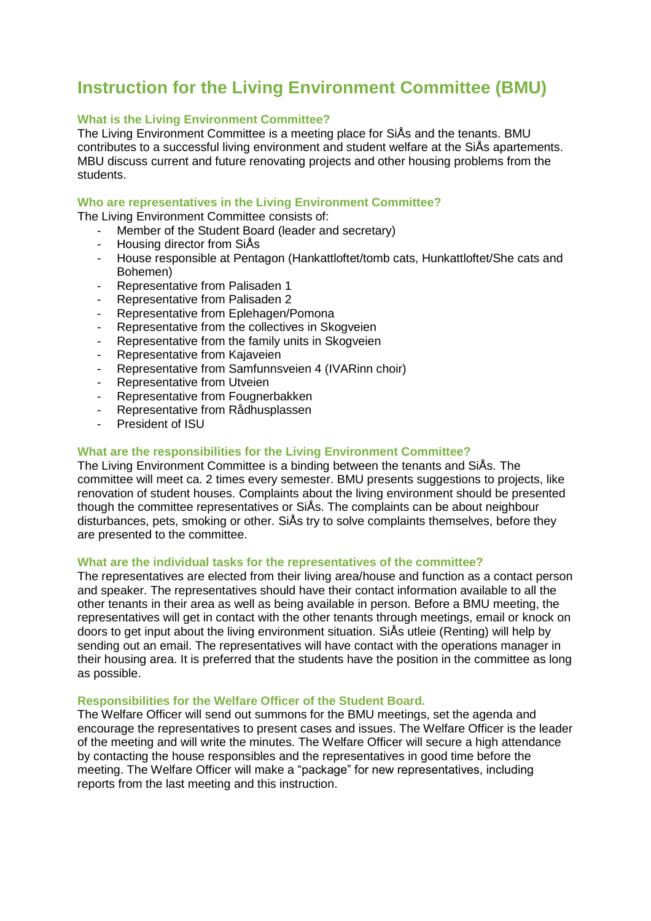# Instruction for the Living Environment Committee (BMU)

### What is the Living Environment Committee?

The Living Environment Committee is a meeting place for SiÅs and the tenants. BMU contributes to a successful living environment and student welfare at the SiÅs apartements. MBU discuss current and future renovating projects and other housing problems from the students.

### Who are representatives in the Living Environment Committee?

The Living Environment Committee consists of:

- Member of the Student Board (leader and secretary)
- Housing director from SiÅs
- House responsible at Pentagon (Hankattloftet/tomb cats, Hunkattloftet/She cats and Bohemen)
- Representative from Palisaden 1
- Representative from Palisaden 2
- Representative from Eplehagen/Pomona
- Representative from the collectives in Skogveien
- Representative from the family units in Skogveien
- Representative from Kajaveien
- Representative from Samfunnsveien 4 (IVARinn choir)
- Representative from Utveien
- Representative from Fougnerbakken
- Representative from Rådhusplassen
- President of ISU

### What are the responsibilities for the Living Environment Committee?

The Living Environment Committee is a binding between the tenants and SiÅs. The committee will meet ca. 2 times every semester. BMU presents suggestions to projects, like renovation of student houses. Complaints about the living environment should be presented though the committee representatives or SiÅs. The complaints can be about neighbour disturbances, pets, smoking or other. SiÅs try to solve complaints themselves, before they are presented to the committee.

### What are the individual tasks for the representatives of the committee?

The representatives are elected from their living area/house and function as a contact person and speaker. The representatives should have their contact information available to all the other tenants in their area as well as being available in person. Before a BMU meeting, the representatives will get in contact with the other tenants through meetings, email or knock on doors to get input about the living environment situation. SiÅs utleie (Renting) will help by sending out an email. The representatives will have contact with the operations manager in their housing area. It is preferred that the students have the position in the committee as long as possible.

### Responsibilities for the Welfare Officer of the Student Board.

The Welfare Officer will send out summons for the BMU meetings, set the agenda and encourage the representatives to present cases and issues. The Welfare Officer is the leader of the meeting and will write the minutes. The Welfare Officer will secure a high attendance by contacting the house responsibles and the representatives in good time before the meeting. The Welfare Officer will make a "package" for new representatives, including reports from the last meeting and this instruction.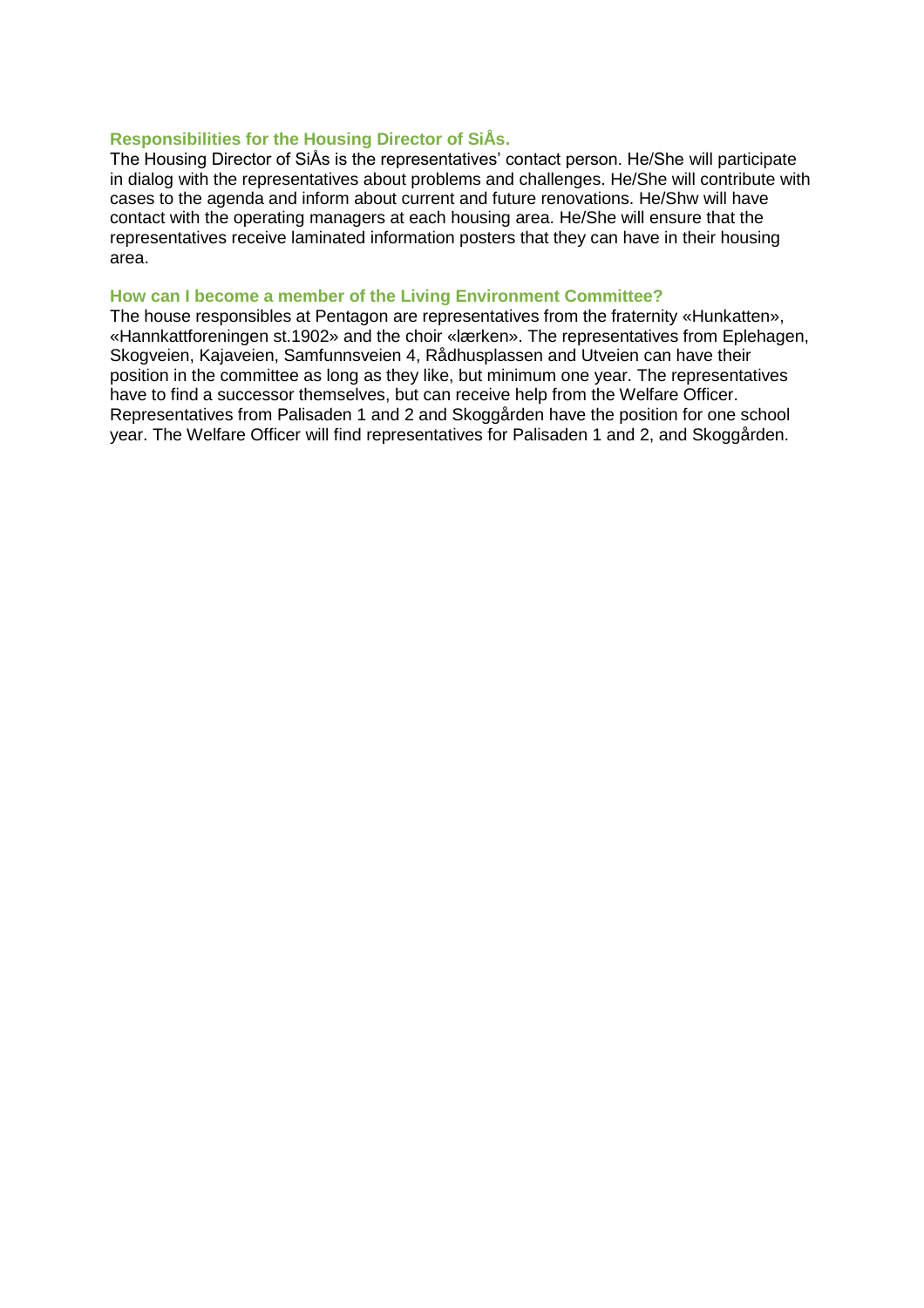### Responsibilities for the Housing Director of SiÅs.

The Housing Director of SiÅs is the representatives' contact person. He/She will participate in dialog with the representatives about problems and challenges. He/She will contribute with cases to the agenda and inform about current and future renovations. He/Shw will have contact with the operating managers at each housing area. He/She will ensure that the representatives receive laminated information posters that they can have in their housing area.

### How can I become a member of the Living Environment Committee?

The house responsibles at Pentagon are representatives from the fraternity «Hunkatten», «Hannkattforeningen st.1902» and the choir «lærken». The representatives from Eplehagen, Skogveien, Kajaveien, Samfunnsveien 4, Rådhusplassen and Utveien can have their position in the committee as long as they like, but minimum one year. The representatives have to find a successor themselves, but can receive help from the Welfare Officer. Representatives from Palisaden 1 and 2 and Skoggården have the position for one school year. The Welfare Officer will find representatives for Palisaden 1 and 2, and Skoggården.